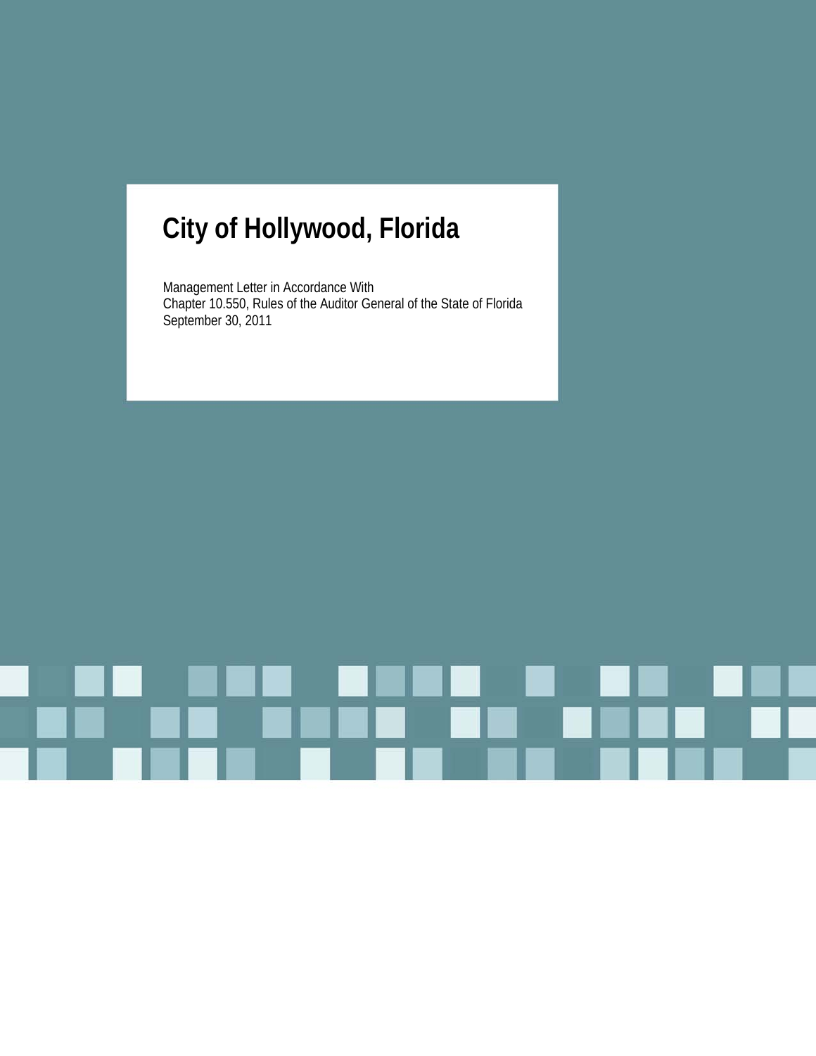# City of Hollywood, Florida

Management Letter in Accordance With
Chapter 10.550, Rules of the Auditor General of the State of Florida
September 30, 2011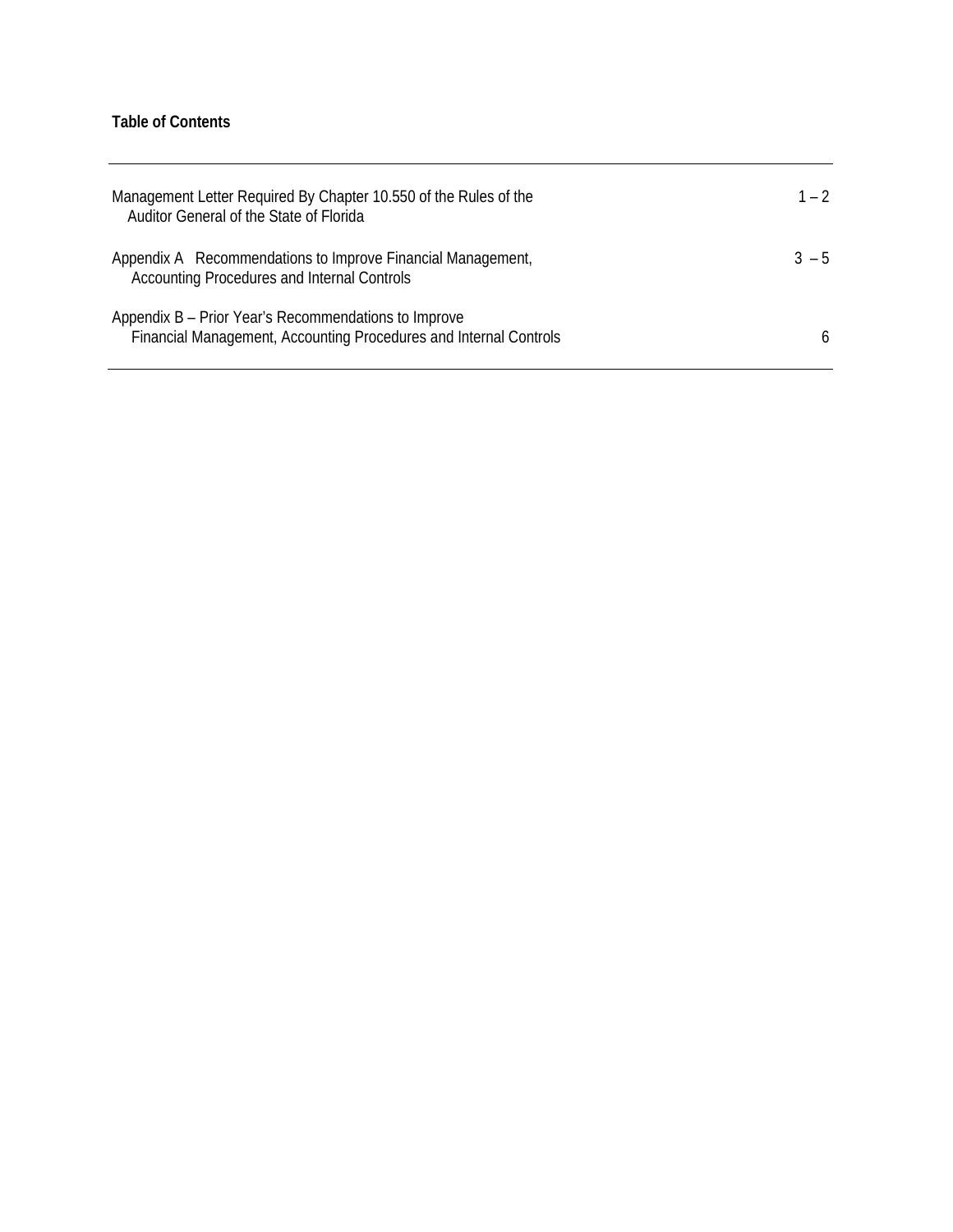**Table of Contents**

| | |
|---|---|
| Management Letter Required By Chapter 10.550 of the Rules of the Auditor General of the State of Florida | 1 – 2 |
| Appendix A Recommendations to Improve Financial Management, Accounting Procedures and Internal Controls | 3 – 5 |
| Appendix B – Prior Year's Recommendations to Improve Financial Management, Accounting Procedures and Internal Controls | 6 |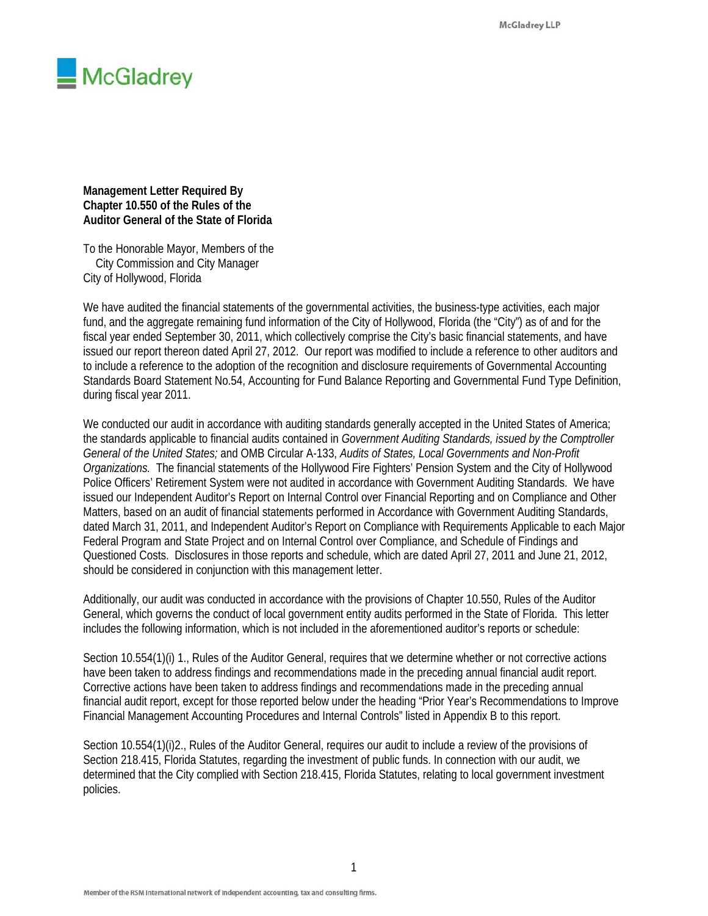**Management Letter Required By Chapter 10.550 of the Rules of the Auditor General of the State of Florida**

To the Honorable Mayor, Members of the
City Commission and City Manager
City of Hollywood, Florida

We have audited the financial statements of the governmental activities, the business-type activities, each major fund, and the aggregate remaining fund information of the City of Hollywood, Florida (the "City") as of and for the fiscal year ended September 30, 2011, which collectively comprise the City's basic financial statements, and have issued our report thereon dated April 27, 2012. Our report was modified to include a reference to other auditors and to include a reference to the adoption of the recognition and disclosure requirements of Governmental Accounting Standards Board Statement No.54, Accounting for Fund Balance Reporting and Governmental Fund Type Definition, during fiscal year 2011.

We conducted our audit in accordance with auditing standards generally accepted in the United States of America; the standards applicable to financial audits contained in *Government Auditing Standards, issued by the Comptroller General of the United States;* and OMB Circular A-133, *Audits of States, Local Governments and Non-Profit Organizations.* The financial statements of the Hollywood Fire Fighters' Pension System and the City of Hollywood Police Officers' Retirement System were not audited in accordance with Government Auditing Standards. We have issued our Independent Auditor's Report on Internal Control over Financial Reporting and on Compliance and Other Matters, based on an audit of financial statements performed in Accordance with Government Auditing Standards, dated March 31, 2011, and Independent Auditor's Report on Compliance with Requirements Applicable to each Major Federal Program and State Project and on Internal Control over Compliance, and Schedule of Findings and Questioned Costs. Disclosures in those reports and schedule, which are dated April 27, 2011 and June 21, 2012, should be considered in conjunction with this management letter.

Additionally, our audit was conducted in accordance with the provisions of Chapter 10.550, Rules of the Auditor General, which governs the conduct of local government entity audits performed in the State of Florida. This letter includes the following information, which is not included in the aforementioned auditor's reports or schedule:

Section 10.554(1)(i) 1., Rules of the Auditor General, requires that we determine whether or not corrective actions have been taken to address findings and recommendations made in the preceding annual financial audit report. Corrective actions have been taken to address findings and recommendations made in the preceding annual financial audit report, except for those reported below under the heading "Prior Year's Recommendations to Improve Financial Management Accounting Procedures and Internal Controls" listed in Appendix B to this report.

Section 10.554(1)(i)2., Rules of the Auditor General, requires our audit to include a review of the provisions of Section 218.415, Florida Statutes, regarding the investment of public funds. In connection with our audit, we determined that the City complied with Section 218.415, Florida Statutes, relating to local government investment policies.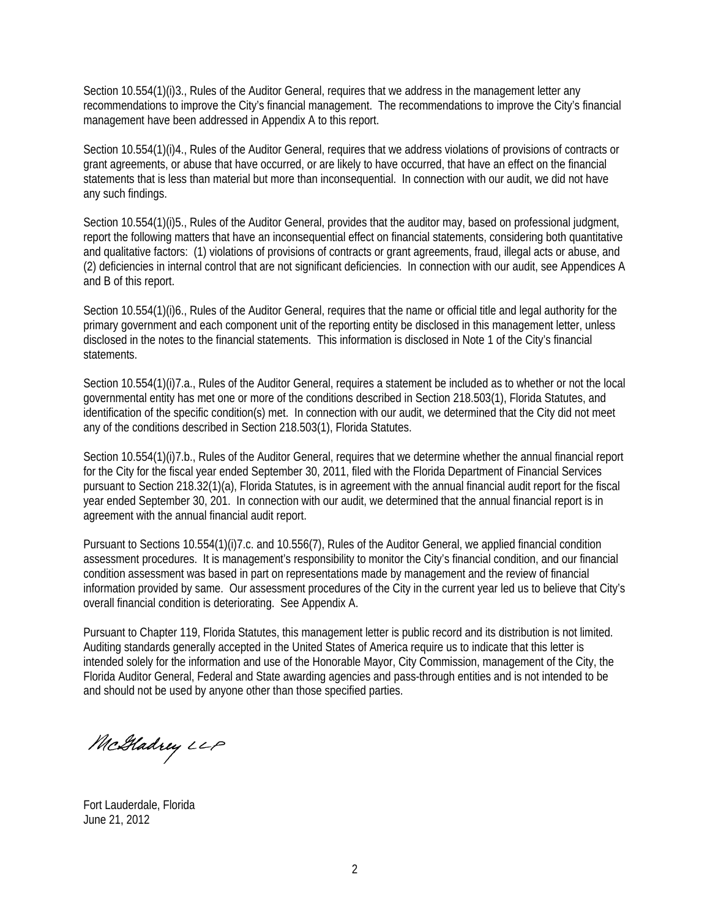Section 10.554(1)(i)3., Rules of the Auditor General, requires that we address in the management letter any recommendations to improve the City's financial management. The recommendations to improve the City's financial management have been addressed in Appendix A to this report.

Section 10.554(1)(i)4., Rules of the Auditor General, requires that we address violations of provisions of contracts or grant agreements, or abuse that have occurred, or are likely to have occurred, that have an effect on the financial statements that is less than material but more than inconsequential. In connection with our audit, we did not have any such findings.

Section 10.554(1)(i)5., Rules of the Auditor General, provides that the auditor may, based on professional judgment, report the following matters that have an inconsequential effect on financial statements, considering both quantitative and qualitative factors: (1) violations of provisions of contracts or grant agreements, fraud, illegal acts or abuse, and (2) deficiencies in internal control that are not significant deficiencies. In connection with our audit, see Appendices A and B of this report.

Section 10.554(1)(i)6., Rules of the Auditor General, requires that the name or official title and legal authority for the primary government and each component unit of the reporting entity be disclosed in this management letter, unless disclosed in the notes to the financial statements. This information is disclosed in Note 1 of the City's financial statements.

Section 10.554(1)(i)7.a., Rules of the Auditor General, requires a statement be included as to whether or not the local governmental entity has met one or more of the conditions described in Section 218.503(1), Florida Statutes, and identification of the specific condition(s) met. In connection with our audit, we determined that the City did not meet any of the conditions described in Section 218.503(1), Florida Statutes.

Section 10.554(1)(i)7.b., Rules of the Auditor General, requires that we determine whether the annual financial report for the City for the fiscal year ended September 30, 2011, filed with the Florida Department of Financial Services pursuant to Section 218.32(1)(a), Florida Statutes, is in agreement with the annual financial audit report for the fiscal year ended September 30, 201. In connection with our audit, we determined that the annual financial report is in agreement with the annual financial audit report.

Pursuant to Sections 10.554(1)(i)7.c. and 10.556(7), Rules of the Auditor General, we applied financial condition assessment procedures. It is management's responsibility to monitor the City's financial condition, and our financial condition assessment was based in part on representations made by management and the review of financial information provided by same. Our assessment procedures of the City in the current year led us to believe that City's overall financial condition is deteriorating. See Appendix A.

Pursuant to Chapter 119, Florida Statutes, this management letter is public record and its distribution is not limited. Auditing standards generally accepted in the United States of America require us to indicate that this letter is intended solely for the information and use of the Honorable Mayor, City Commission, management of the City, the Florida Auditor General, Federal and State awarding agencies and pass-through entities and is not intended to be and should not be used by anyone other than those specified parties.

McGladrey LLP

Fort Lauderdale, Florida
June 21, 2012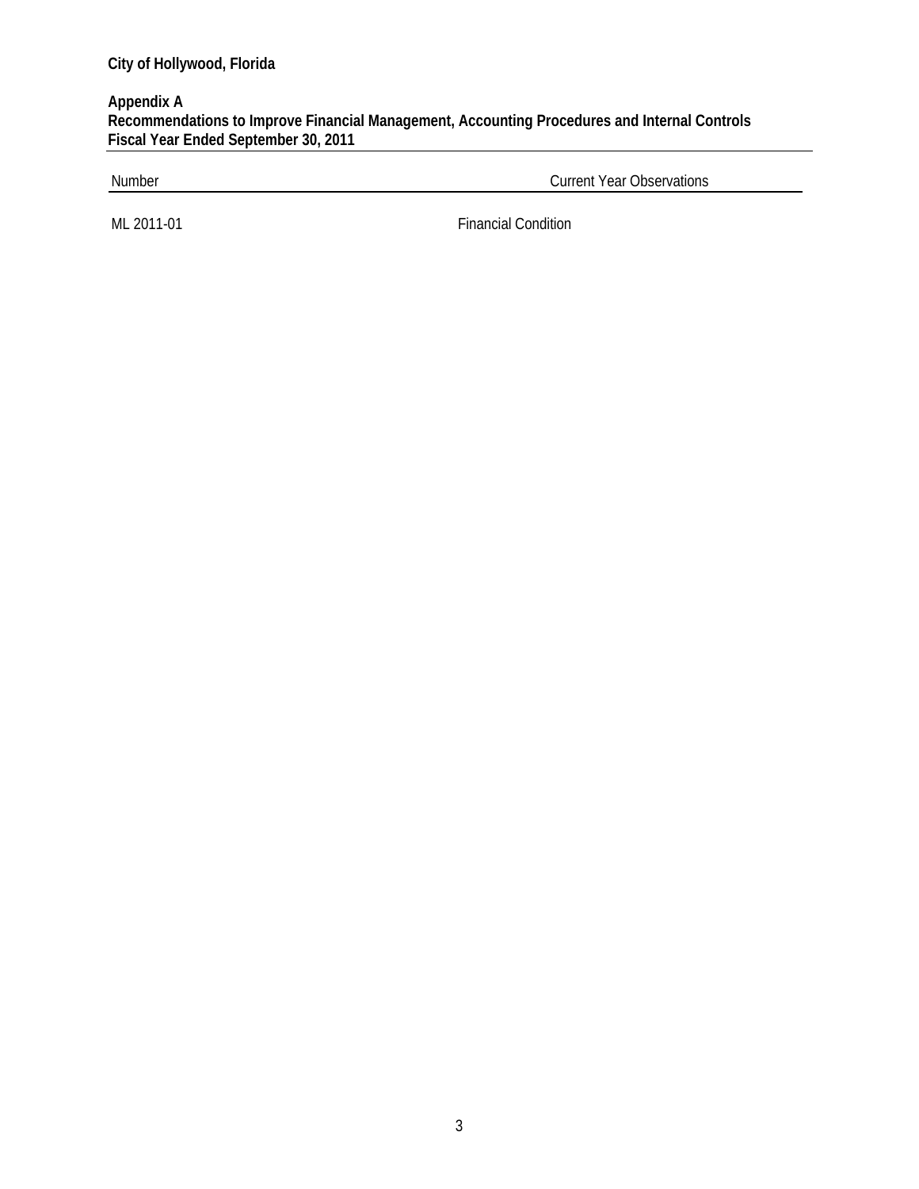**City of Hollywood, Florida**

**Appendix A**
**Recommendations to Improve Financial Management, Accounting Procedures and Internal Controls**
**Fiscal Year Ended September 30, 2011**

| Number | Current Year Observations |
| --- | --- |
| ML 2011-01 | Financial Condition |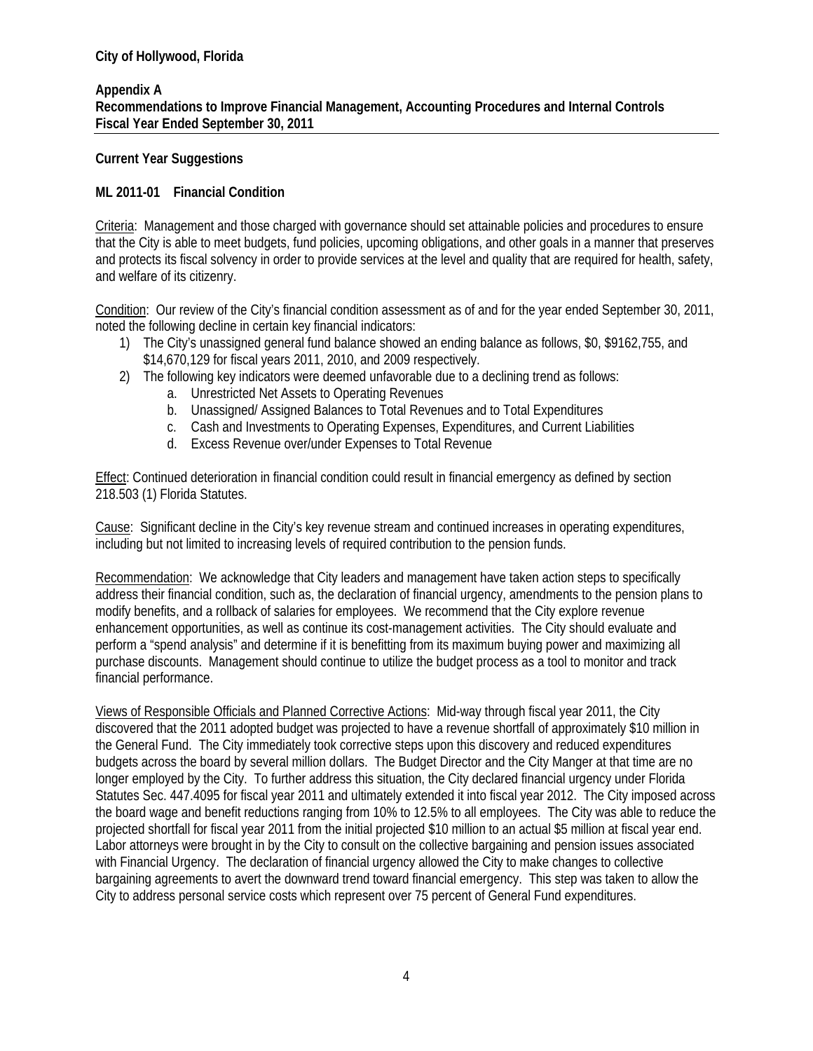**City of Hollywood, Florida**

**Appendix A**
**Recommendations to Improve Financial Management, Accounting Procedures and Internal Controls**
**Fiscal Year Ended September 30, 2011**

**Current Year Suggestions**

**ML 2011-01 Financial Condition**

Criteria: Management and those charged with governance should set attainable policies and procedures to ensure that the City is able to meet budgets, fund policies, upcoming obligations, and other goals in a manner that preserves and protects its fiscal solvency in order to provide services at the level and quality that are required for health, safety, and welfare of its citizenry.

Condition: Our review of the City's financial condition assessment as of and for the year ended September 30, 2011, noted the following decline in certain key financial indicators:

1) The City's unassigned general fund balance showed an ending balance as follows, $0, $9162,755, and $14,670,129 for fiscal years 2011, 2010, and 2009 respectively.
2) The following key indicators were deemed unfavorable due to a declining trend as follows:
    a. Unrestricted Net Assets to Operating Revenues
    b. Unassigned/ Assigned Balances to Total Revenues and to Total Expenditures
    c. Cash and Investments to Operating Expenses, Expenditures, and Current Liabilities
    d. Excess Revenue over/under Expenses to Total Revenue

Effect: Continued deterioration in financial condition could result in financial emergency as defined by section 218.503 (1) Florida Statutes.

Cause: Significant decline in the City's key revenue stream and continued increases in operating expenditures, including but not limited to increasing levels of required contribution to the pension funds.

Recommendation: We acknowledge that City leaders and management have taken action steps to specifically address their financial condition, such as, the declaration of financial urgency, amendments to the pension plans to modify benefits, and a rollback of salaries for employees. We recommend that the City explore revenue enhancement opportunities, as well as continue its cost-management activities. The City should evaluate and perform a "spend analysis" and determine if it is benefitting from its maximum buying power and maximizing all purchase discounts. Management should continue to utilize the budget process as a tool to monitor and track financial performance.

Views of Responsible Officials and Planned Corrective Actions: Mid-way through fiscal year 2011, the City discovered that the 2011 adopted budget was projected to have a revenue shortfall of approximately $10 million in the General Fund. The City immediately took corrective steps upon this discovery and reduced expenditures budgets across the board by several million dollars. The Budget Director and the City Manger at that time are no longer employed by the City. To further address this situation, the City declared financial urgency under Florida Statutes Sec. 447.4095 for fiscal year 2011 and ultimately extended it into fiscal year 2012. The City imposed across the board wage and benefit reductions ranging from 10% to 12.5% to all employees. The City was able to reduce the projected shortfall for fiscal year 2011 from the initial projected $10 million to an actual $5 million at fiscal year end. Labor attorneys were brought in by the City to consult on the collective bargaining and pension issues associated with Financial Urgency. The declaration of financial urgency allowed the City to make changes to collective bargaining agreements to avert the downward trend toward financial emergency. This step was taken to allow the City to address personal service costs which represent over 75 percent of General Fund expenditures.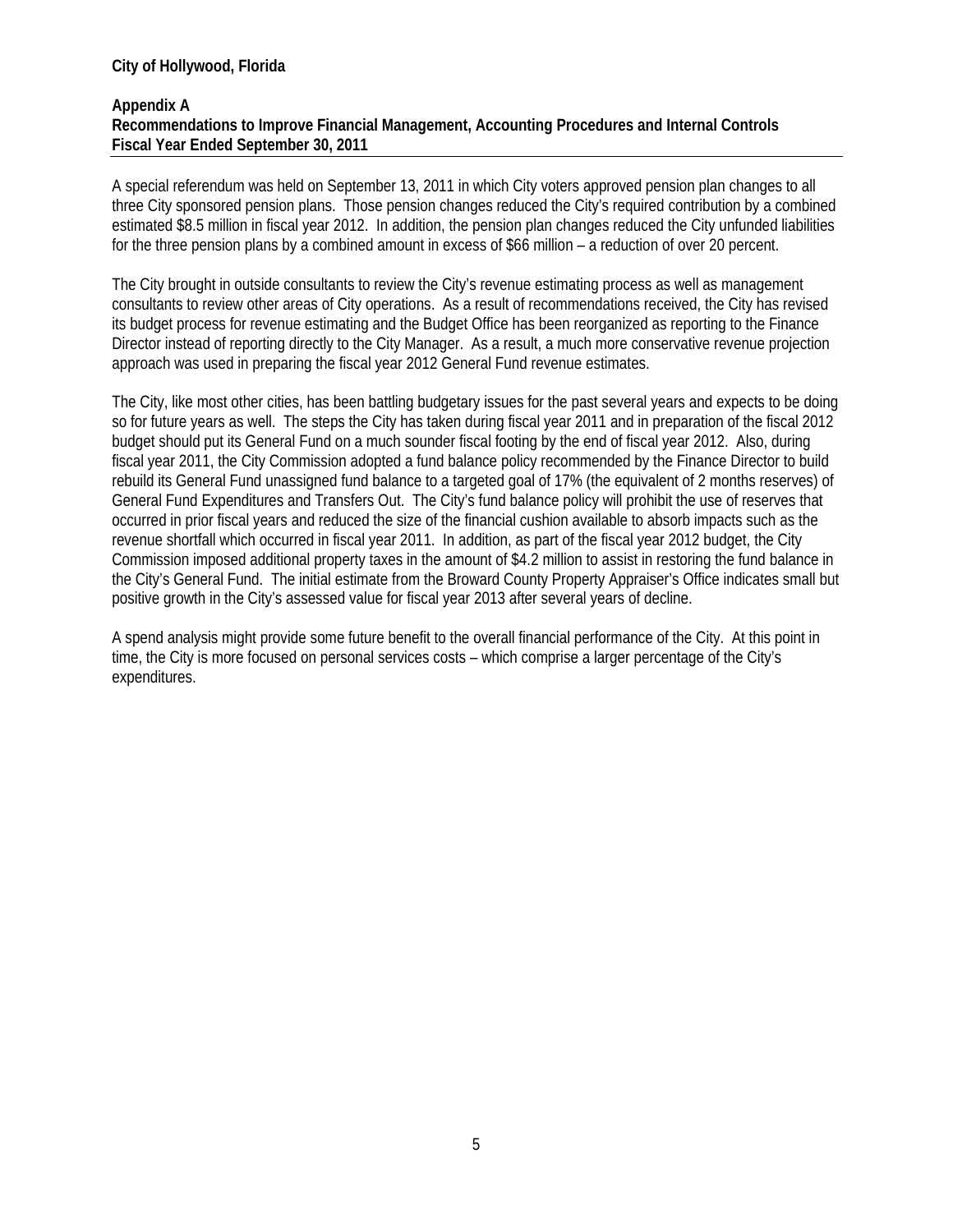**City of Hollywood, Florida**

**Appendix A**
**Recommendations to Improve Financial Management, Accounting Procedures and Internal Controls**
**Fiscal Year Ended September 30, 2011**

A special referendum was held on September 13, 2011 in which City voters approved pension plan changes to all three City sponsored pension plans. Those pension changes reduced the City's required contribution by a combined estimated $8.5 million in fiscal year 2012. In addition, the pension plan changes reduced the City unfunded liabilities for the three pension plans by a combined amount in excess of $66 million – a reduction of over 20 percent.

The City brought in outside consultants to review the City's revenue estimating process as well as management consultants to review other areas of City operations. As a result of recommendations received, the City has revised its budget process for revenue estimating and the Budget Office has been reorganized as reporting to the Finance Director instead of reporting directly to the City Manager. As a result, a much more conservative revenue projection approach was used in preparing the fiscal year 2012 General Fund revenue estimates.

The City, like most other cities, has been battling budgetary issues for the past several years and expects to be doing so for future years as well. The steps the City has taken during fiscal year 2011 and in preparation of the fiscal 2012 budget should put its General Fund on a much sounder fiscal footing by the end of fiscal year 2012. Also, during fiscal year 2011, the City Commission adopted a fund balance policy recommended by the Finance Director to build rebuild its General Fund unassigned fund balance to a targeted goal of 17% (the equivalent of 2 months reserves) of General Fund Expenditures and Transfers Out. The City's fund balance policy will prohibit the use of reserves that occurred in prior fiscal years and reduced the size of the financial cushion available to absorb impacts such as the revenue shortfall which occurred in fiscal year 2011. In addition, as part of the fiscal year 2012 budget, the City Commission imposed additional property taxes in the amount of $4.2 million to assist in restoring the fund balance in the City's General Fund. The initial estimate from the Broward County Property Appraiser's Office indicates small but positive growth in the City's assessed value for fiscal year 2013 after several years of decline.

A spend analysis might provide some future benefit to the overall financial performance of the City. At this point in time, the City is more focused on personal services costs – which comprise a larger percentage of the City's expenditures.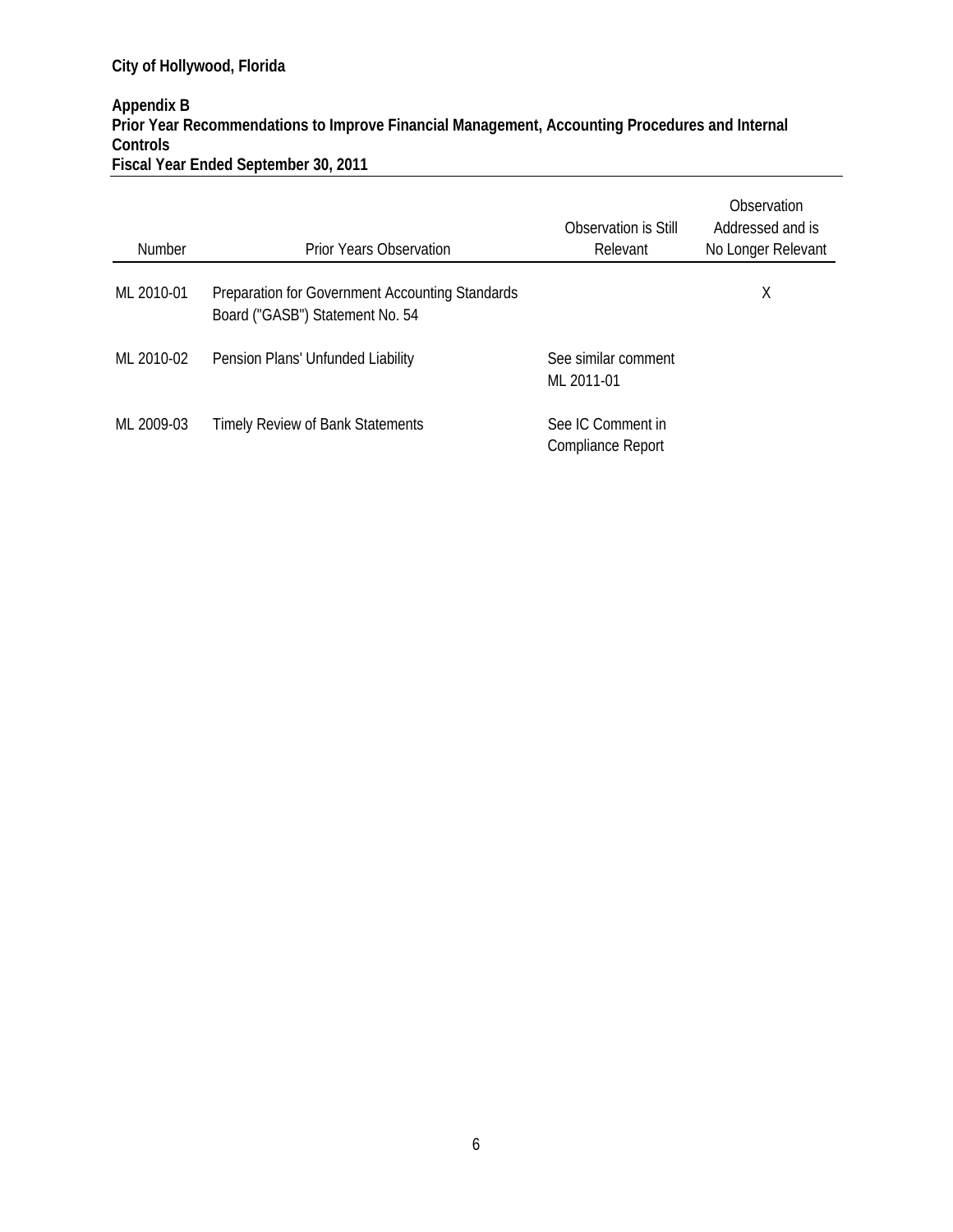**City of Hollywood, Florida**

**Appendix B**
**Prior Year Recommendations to Improve Financial Management, Accounting Procedures and Internal Controls**
**Fiscal Year Ended September 30, 2011**

| Number | Prior Years Observation | Observation is Still Relevant | Observation Addressed and is No Longer Relevant |
|---|---|---|---|
| ML 2010-01 | Preparation for Government Accounting Standards Board ("GASB") Statement No. 54 | | X |
| ML 2010-02 | Pension Plans' Unfunded Liability | See similar comment ML 2011-01 | |
| ML 2009-03 | Timely Review of Bank Statements | See IC Comment in Compliance Report | |